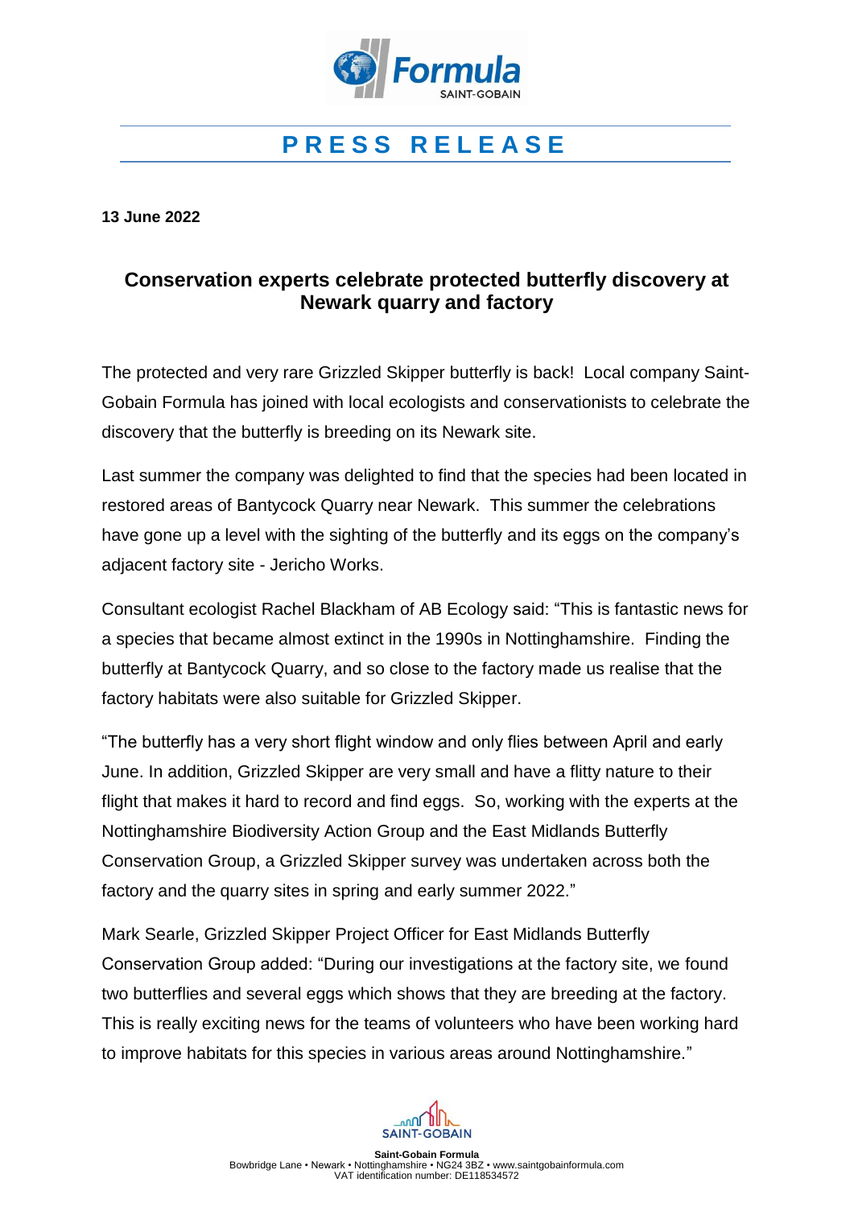# PRESS RELEASE

**13 June 2022**

## Conservation experts celebrate protected butterfly discovery at Newark quarry and factory

The protected and very rare Grizzled Skipper butterfly is back! Local company Saint-Gobain Formula has joined with local ecologists and conservationists to celebrate the discovery that the butterfly is breeding on its Newark site.

Last summer the company was delighted to find that the species had been located in restored areas of Bantycock Quarry near Newark. This summer the celebrations have gone up a level with the sighting of the butterfly and its eggs on the company's adjacent factory site - Jericho Works.

Consultant ecologist Rachel Blackham of AB Ecology said: "This is fantastic news for a species that became almost extinct in the 1990s in Nottinghamshire. Finding the butterfly at Bantycock Quarry, and so close to the factory made us realise that the factory habitats were also suitable for Grizzled Skipper.

"The butterfly has a very short flight window and only flies between April and early June. In addition, Grizzled Skipper are very small and have a flitty nature to their flight that makes it hard to record and find eggs. So, working with the experts at the Nottinghamshire Biodiversity Action Group and the East Midlands Butterfly Conservation Group, a Grizzled Skipper survey was undertaken across both the factory and the quarry sites in spring and early summer 2022."

Mark Searle, Grizzled Skipper Project Officer for East Midlands Butterfly Conservation Group added: "During our investigations at the factory site, we found two butterflies and several eggs which shows that they are breeding at the factory. This is really exciting news for the teams of volunteers who have been working hard to improve habitats for this species in various areas around Nottinghamshire."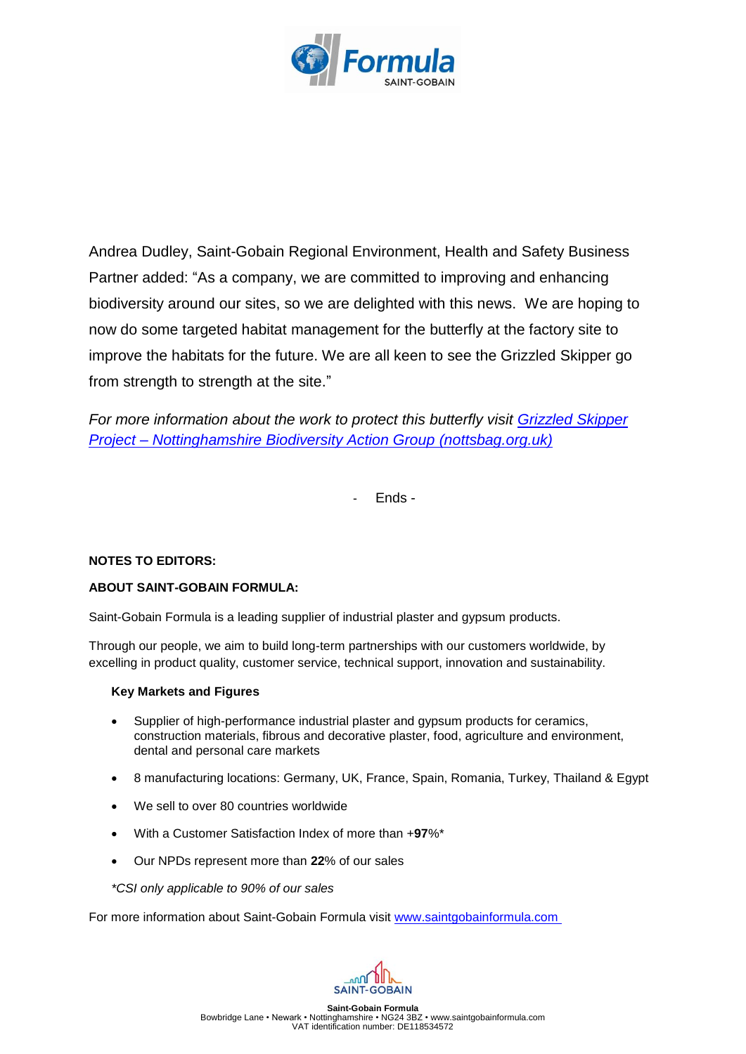Andrea Dudley, Saint-Gobain Regional Environment, Health and Safety Business Partner added: "As a company, we are committed to improving and enhancing biodiversity around our sites, so we are delighted with this news. We are hoping to now do some targeted habitat management for the butterfly at the factory site to improve the habitats for the future. We are all keen to see the Grizzled Skipper go from strength to strength at the site."

*For more information about the work to protect this butterfly visit [Grizzled Skipper Project – Nottinghamshire Biodiversity Action Group (nottsbag.org.uk)](https://nottsbag.org.uk)*

- Ends -

**NOTES TO EDITORS:**

**ABOUT SAINT-GOBAIN FORMULA:**

Saint-Gobain Formula is a leading supplier of industrial plaster and gypsum products.

Through our people, we aim to build long-term partnerships with our customers worldwide, by excelling in product quality, customer service, technical support, innovation and sustainability.

**Key Markets and Figures**

- Supplier of high-performance industrial plaster and gypsum products for ceramics, construction materials, fibrous and decorative plaster, food, agriculture and environment, dental and personal care markets
- 8 manufacturing locations: Germany, UK, France, Spain, Romania, Turkey, Thailand & Egypt
- We sell to over 80 countries worldwide
- With a Customer Satisfaction Index of more than +**97**%*
- Our NPDs represent more than **22**% of our sales

*\*CSI only applicable to 90% of our sales*

For more information about Saint-Gobain Formula visit [www.saintgobainformula.com](http://www.saintgobainformula.com)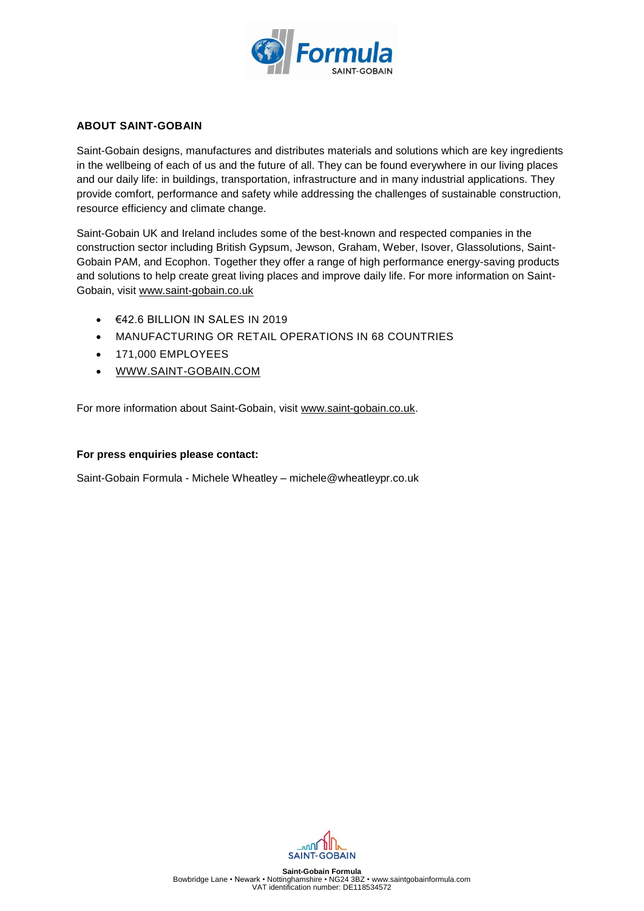## ABOUT SAINT-GOBAIN

Saint-Gobain designs, manufactures and distributes materials and solutions which are key ingredients in the wellbeing of each of us and the future of all. They can be found everywhere in our living places and our daily life: in buildings, transportation, infrastructure and in many industrial applications. They provide comfort, performance and safety while addressing the challenges of sustainable construction, resource efficiency and climate change.

Saint-Gobain UK and Ireland includes some of the best-known and respected companies in the construction sector including British Gypsum, Jewson, Graham, Weber, Isover, Glassolutions, Saint-Gobain PAM, and Ecophon. Together they offer a range of high performance energy-saving products and solutions to help create great living places and improve daily life. For more information on Saint-Gobain, visit www.saint-gobain.co.uk

- €42.6 BILLION IN SALES IN 2019
- MANUFACTURING OR RETAIL OPERATIONS IN 68 COUNTRIES
- 171,000 EMPLOYEES
- WWW.SAINT-GOBAIN.COM

For more information about Saint-Gobain, visit www.saint-gobain.co.uk.

**For press enquiries please contact:**

Saint-Gobain Formula - Michele Wheatley – michele@wheatleypr.co.uk

**Saint-Gobain Formula**
Bowbridge Lane • Newark • Nottinghamshire • NG24 3BZ • www.saintgobainformula.com
VAT identification number: DE118534572